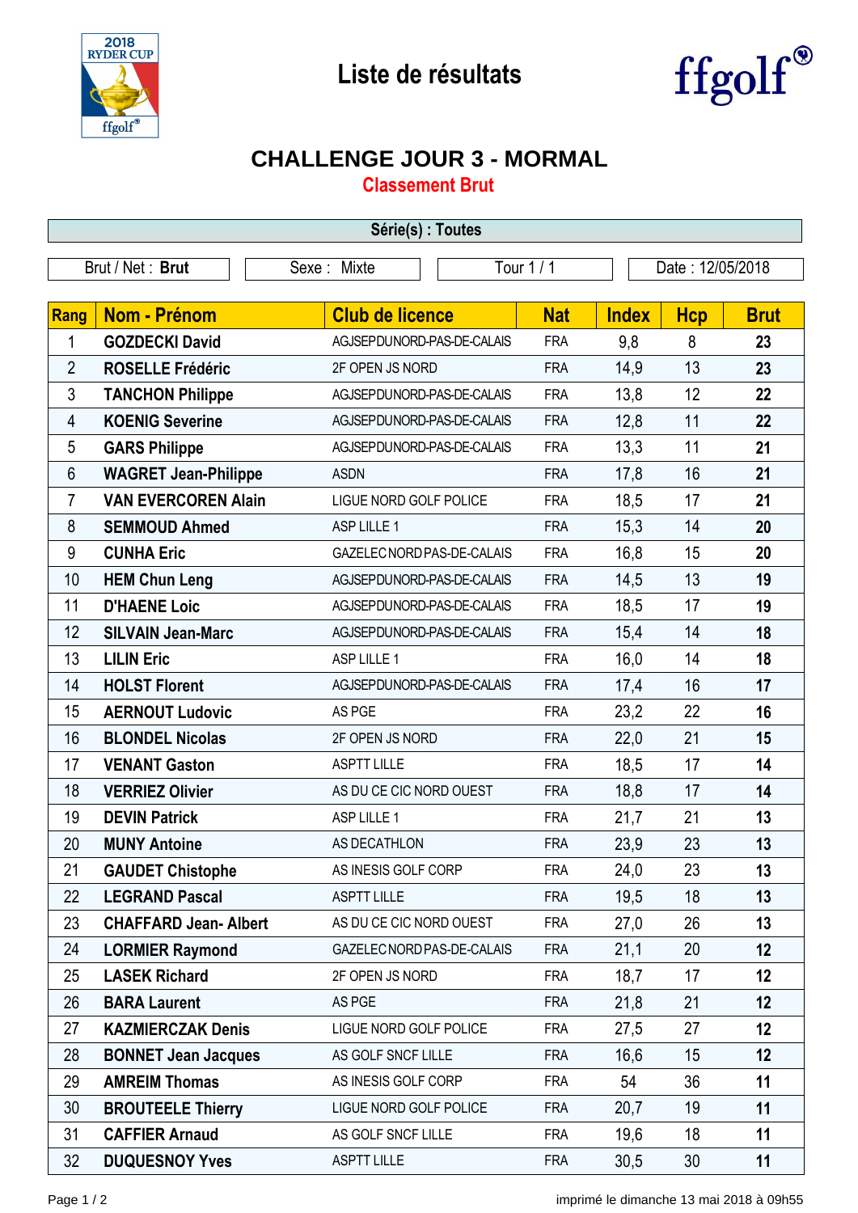# Liste de résultats

## CHALLENGE JOUR 3 - MORMAL

### Classement Brut

**Série(s) : Toutes**

| Brut / Net : **Brut** | Sexe : Mixte | Tour 1 / 1 | Date : 12/05/2018 |
|---|---|---|---|

| Rang | Nom - Prénom | Club de licence | Nat | Index | Hcp | Brut |
|---|---|---|---|---|---|---|
| 1 | **GOZDECKI David** | AGJSEPDUNORD-PAS-DE-CALAIS | FRA | 9,8 | 8 | **23** |
| 2 | **ROSELLE Frédéric** | 2F OPEN JS NORD | FRA | 14,9 | 13 | **23** |
| 3 | **TANCHON Philippe** | AGJSEPDUNORD-PAS-DE-CALAIS | FRA | 13,8 | 12 | **22** |
| 4 | **KOENIG Severine** | AGJSEPDUNORD-PAS-DE-CALAIS | FRA | 12,8 | 11 | **22** |
| 5 | **GARS Philippe** | AGJSEPDUNORD-PAS-DE-CALAIS | FRA | 13,3 | 11 | **21** |
| 6 | **WAGRET Jean-Philippe** | ASDN | FRA | 17,8 | 16 | **21** |
| 7 | **VAN EVERCOREN Alain** | LIGUE NORD GOLF POLICE | FRA | 18,5 | 17 | **21** |
| 8 | **SEMMOUD Ahmed** | ASP LILLE 1 | FRA | 15,3 | 14 | **20** |
| 9 | **CUNHA Eric** | GAZELEC NORD PAS-DE-CALAIS | FRA | 16,8 | 15 | **20** |
| 10 | **HEM Chun Leng** | AGJSEPDUNORD-PAS-DE-CALAIS | FRA | 14,5 | 13 | **19** |
| 11 | **D'HAENE Loic** | AGJSEPDUNORD-PAS-DE-CALAIS | FRA | 18,5 | 17 | **19** |
| 12 | **SILVAIN Jean-Marc** | AGJSEPDUNORD-PAS-DE-CALAIS | FRA | 15,4 | 14 | **18** |
| 13 | **LILIN Eric** | ASP LILLE 1 | FRA | 16,0 | 14 | **18** |
| 14 | **HOLST Florent** | AGJSEPDUNORD-PAS-DE-CALAIS | FRA | 17,4 | 16 | **17** |
| 15 | **AERNOUT Ludovic** | AS PGE | FRA | 23,2 | 22 | **16** |
| 16 | **BLONDEL Nicolas** | 2F OPEN JS NORD | FRA | 22,0 | 21 | **15** |
| 17 | **VENANT Gaston** | ASPTT LILLE | FRA | 18,5 | 17 | **14** |
| 18 | **VERRIEZ Olivier** | AS DU CE CIC NORD OUEST | FRA | 18,8 | 17 | **14** |
| 19 | **DEVIN Patrick** | ASP LILLE 1 | FRA | 21,7 | 21 | **13** |
| 20 | **MUNY Antoine** | AS DECATHLON | FRA | 23,9 | 23 | **13** |
| 21 | **GAUDET Chistophe** | AS INESIS GOLF CORP | FRA | 24,0 | 23 | **13** |
| 22 | **LEGRAND Pascal** | ASPTT LILLE | FRA | 19,5 | 18 | **13** |
| 23 | **CHAFFARD Jean- Albert** | AS DU CE CIC NORD OUEST | FRA | 27,0 | 26 | **13** |
| 24 | **LORMIER Raymond** | GAZELEC NORD PAS-DE-CALAIS | FRA | 21,1 | 20 | **12** |
| 25 | **LASEK Richard** | 2F OPEN JS NORD | FRA | 18,7 | 17 | **12** |
| 26 | **BARA Laurent** | AS PGE | FRA | 21,8 | 21 | **12** |
| 27 | **KAZMIERCZAK Denis** | LIGUE NORD GOLF POLICE | FRA | 27,5 | 27 | **12** |
| 28 | **BONNET Jean Jacques** | AS GOLF SNCF LILLE | FRA | 16,6 | 15 | **12** |
| 29 | **AMREIM Thomas** | AS INESIS GOLF CORP | FRA | 54 | 36 | **11** |
| 30 | **BROUTEELE Thierry** | LIGUE NORD GOLF POLICE | FRA | 20,7 | 19 | **11** |
| 31 | **CAFFIER Arnaud** | AS GOLF SNCF LILLE | FRA | 19,6 | 18 | **11** |
| 32 | **DUQUESNOY Yves** | ASPTT LILLE | FRA | 30,5 | 30 | **11** |

imprimé le dimanche 13 mai 2018 à 09h55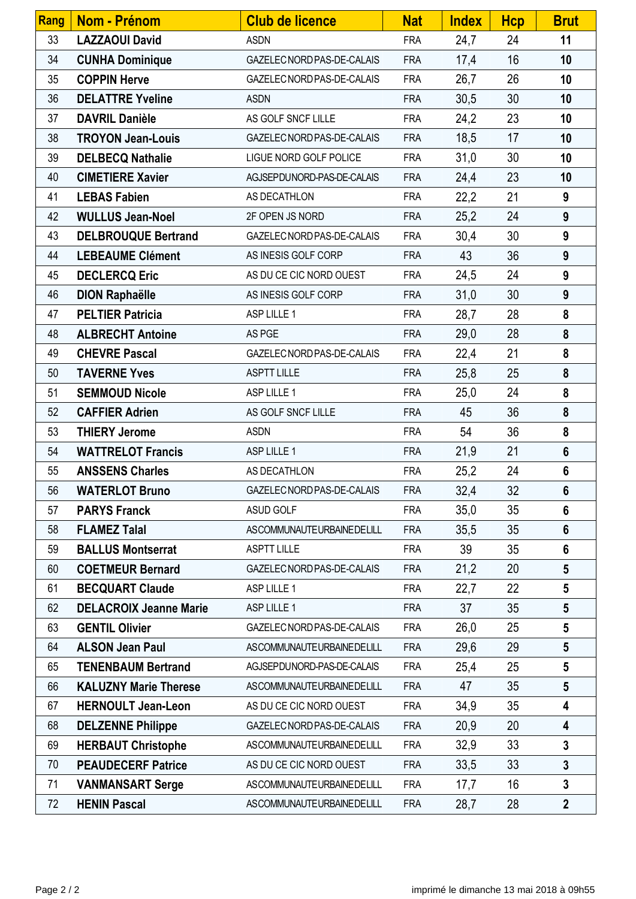| Rang | Nom - Prénom | Club de licence | Nat | Index | Hcp | Brut |
|---|---|---|---|---|---|---|
| 33 | **LAZZAOUI David** | ASDN | FRA | 24,7 | 24 | **11** |
| 34 | **CUNHA Dominique** | GAZELEC NORD PAS-DE-CALAIS | FRA | 17,4 | 16 | **10** |
| 35 | **COPPIN Herve** | GAZELEC NORD PAS-DE-CALAIS | FRA | 26,7 | 26 | **10** |
| 36 | **DELATTRE Yveline** | ASDN | FRA | 30,5 | 30 | **10** |
| 37 | **DAVRIL Danièle** | AS GOLF SNCF LILLE | FRA | 24,2 | 23 | **10** |
| 38 | **TROYON Jean-Louis** | GAZELEC NORD PAS-DE-CALAIS | FRA | 18,5 | 17 | **10** |
| 39 | **DELBECQ Nathalie** | LIGUE NORD GOLF POLICE | FRA | 31,0 | 30 | **10** |
| 40 | **CIMETIERE Xavier** | AGJSEPDUNORD-PAS-DE-CALAIS | FRA | 24,4 | 23 | **10** |
| 41 | **LEBAS Fabien** | AS DECATHLON | FRA | 22,2 | 21 | **9** |
| 42 | **WULLUS Jean-Noel** | 2F OPEN JS NORD | FRA | 25,2 | 24 | **9** |
| 43 | **DELBROUQUE Bertrand** | GAZELEC NORD PAS-DE-CALAIS | FRA | 30,4 | 30 | **9** |
| 44 | **LEBEAUME Clément** | AS INESIS GOLF CORP | FRA | 43 | 36 | **9** |
| 45 | **DECLERCQ Eric** | AS DU CE CIC NORD OUEST | FRA | 24,5 | 24 | **9** |
| 46 | **DION Raphaëlle** | AS INESIS GOLF CORP | FRA | 31,0 | 30 | **9** |
| 47 | **PELTIER Patricia** | ASP LILLE 1 | FRA | 28,7 | 28 | **8** |
| 48 | **ALBRECHT Antoine** | AS PGE | FRA | 29,0 | 28 | **8** |
| 49 | **CHEVRE Pascal** | GAZELEC NORD PAS-DE-CALAIS | FRA | 22,4 | 21 | **8** |
| 50 | **TAVERNE Yves** | ASPTT LILLE | FRA | 25,8 | 25 | **8** |
| 51 | **SEMMOUD Nicole** | ASP LILLE 1 | FRA | 25,0 | 24 | **8** |
| 52 | **CAFFIER Adrien** | AS GOLF SNCF LILLE | FRA | 45 | 36 | **8** |
| 53 | **THIERY Jerome** | ASDN | FRA | 54 | 36 | **8** |
| 54 | **WATTRELOT Francis** | ASP LILLE 1 | FRA | 21,9 | 21 | **6** |
| 55 | **ANSSENS Charles** | AS DECATHLON | FRA | 25,2 | 24 | **6** |
| 56 | **WATERLOT Bruno** | GAZELEC NORD PAS-DE-CALAIS | FRA | 32,4 | 32 | **6** |
| 57 | **PARYS Franck** | ASUD GOLF | FRA | 35,0 | 35 | **6** |
| 58 | **FLAMEZ Talal** | ASCOMMUNAUTEURBAINEDELILL | FRA | 35,5 | 35 | **6** |
| 59 | **BALLUS Montserrat** | ASPTT LILLE | FRA | 39 | 35 | **6** |
| 60 | **COETMEUR Bernard** | GAZELEC NORD PAS-DE-CALAIS | FRA | 21,2 | 20 | **5** |
| 61 | **BECQUART Claude** | ASP LILLE 1 | FRA | 22,7 | 22 | **5** |
| 62 | **DELACROIX Jeanne Marie** | ASP LILLE 1 | FRA | 37 | 35 | **5** |
| 63 | **GENTIL Olivier** | GAZELEC NORD PAS-DE-CALAIS | FRA | 26,0 | 25 | **5** |
| 64 | **ALSON Jean Paul** | ASCOMMUNAUTEURBAINEDELILL | FRA | 29,6 | 29 | **5** |
| 65 | **TENENBAUM Bertrand** | AGJSEPDUNORD-PAS-DE-CALAIS | FRA | 25,4 | 25 | **5** |
| 66 | **KALUZNY Marie Therese** | ASCOMMUNAUTEURBAINEDELILL | FRA | 47 | 35 | **5** |
| 67 | **HERNOULT Jean-Leon** | AS DU CE CIC NORD OUEST | FRA | 34,9 | 35 | **4** |
| 68 | **DELZENNE Philippe** | GAZELEC NORD PAS-DE-CALAIS | FRA | 20,9 | 20 | **4** |
| 69 | **HERBAUT Christophe** | ASCOMMUNAUTEURBAINEDELILL | FRA | 32,9 | 33 | **3** |
| 70 | **PEAUDECERF Patrice** | AS DU CE CIC NORD OUEST | FRA | 33,5 | 33 | **3** |
| 71 | **VANMANSART Serge** | ASCOMMUNAUTEURBAINEDELILL | FRA | 17,7 | 16 | **3** |
| 72 | **HENIN Pascal** | ASCOMMUNAUTEURBAINEDELILL | FRA | 28,7 | 28 | **2** |

imprimé le dimanche 13 mai 2018 à 09h55